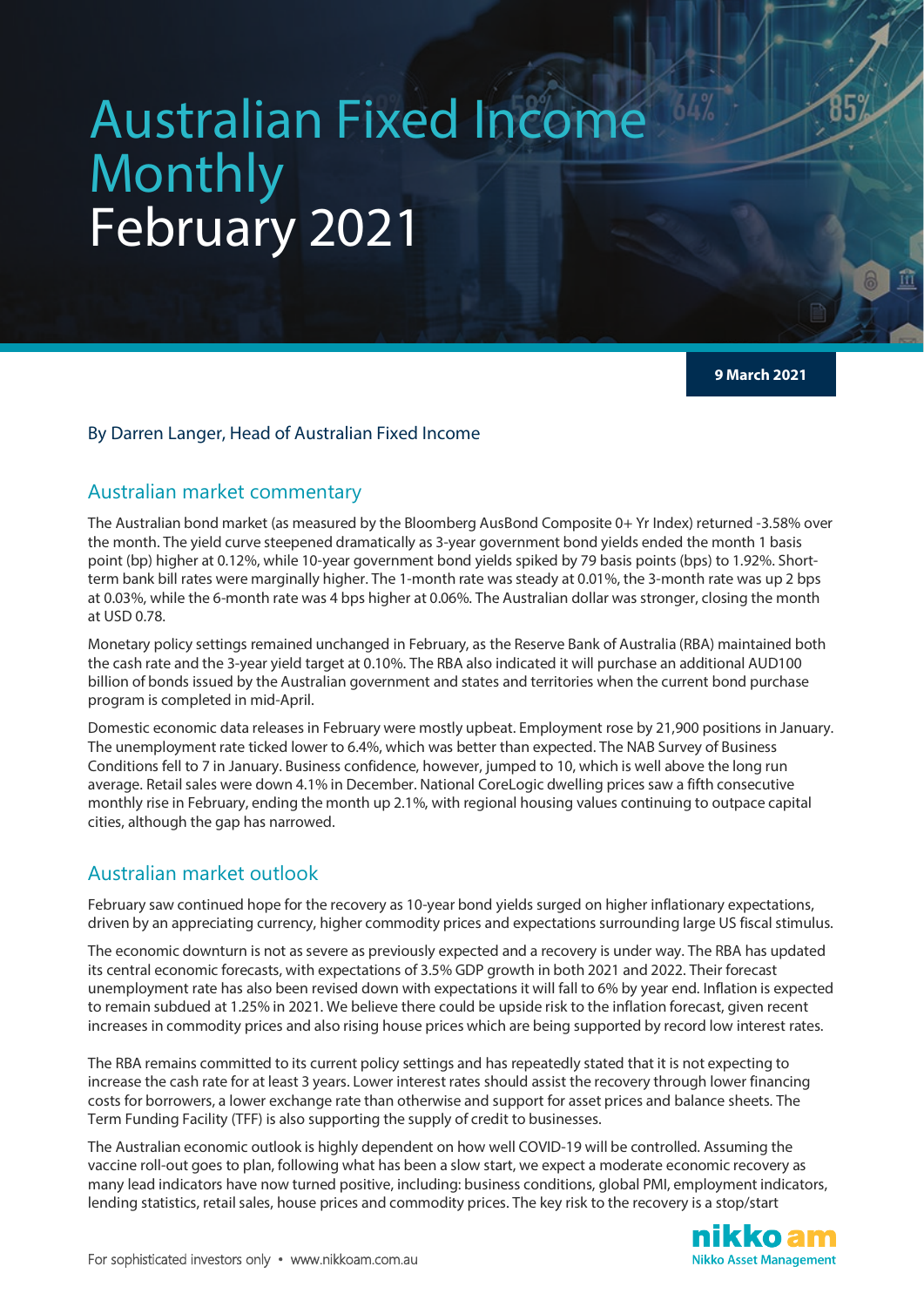# Australian Fixed Income Monthly February 2021

**9 March 2021**

By Darren Langer, Head of Australian Fixed Income

## Australian market commentary

The Australian bond market (as measured by the Bloomberg AusBond Composite 0+ Yr Index) returned -3.58% over the month. The yield curve steepened dramatically as 3-year government bond yields ended the month 1 basis point (bp) higher at 0.12%, while 10-year government bond yields spiked by 79 basis points (bps) to 1.92%. Short-term bank bill rates were marginally higher. The 1-month rate was steady at 0.01%, the 3-month rate was up 2 bps at 0.03%, while the 6-month rate was 4 bps higher at 0.06%. The Australian dollar was stronger, closing the month at USD 0.78.

Monetary policy settings remained unchanged in February, as the Reserve Bank of Australia (RBA) maintained both the cash rate and the 3-year yield target at 0.10%. The RBA also indicated it will purchase an additional AUD100 billion of bonds issued by the Australian government and states and territories when the current bond purchase program is completed in mid-April.

Domestic economic data releases in February were mostly upbeat. Employment rose by 21,900 positions in January. The unemployment rate ticked lower to 6.4%, which was better than expected. The NAB Survey of Business Conditions fell to 7 in January. Business confidence, however, jumped to 10, which is well above the long run average. Retail sales were down 4.1% in December. National CoreLogic dwelling prices saw a fifth consecutive monthly rise in February, ending the month up 2.1%, with regional housing values continuing to outpace capital cities, although the gap has narrowed.

## Australian market outlook

February saw continued hope for the recovery as 10-year bond yields surged on higher inflationary expectations, driven by an appreciating currency, higher commodity prices and expectations surrounding large US fiscal stimulus.

The economic downturn is not as severe as previously expected and a recovery is under way. The RBA has updated its central economic forecasts, with expectations of 3.5% GDP growth in both 2021 and 2022. Their forecast unemployment rate has also been revised down with expectations it will fall to 6% by year end. Inflation is expected to remain subdued at 1.25% in 2021. We believe there could be upside risk to the inflation forecast, given recent increases in commodity prices and also rising house prices which are being supported by record low interest rates.

The RBA remains committed to its current policy settings and has repeatedly stated that it is not expecting to increase the cash rate for at least 3 years. Lower interest rates should assist the recovery through lower financing costs for borrowers, a lower exchange rate than otherwise and support for asset prices and balance sheets. The Term Funding Facility (TFF) is also supporting the supply of credit to businesses.

The Australian economic outlook is highly dependent on how well COVID-19 will be controlled. Assuming the vaccine roll-out goes to plan, following what has been a slow start, we expect a moderate economic recovery as many lead indicators have now turned positive, including: business conditions, global PMI, employment indicators, lending statistics, retail sales, house prices and commodity prices. The key risk to the recovery is a stop/start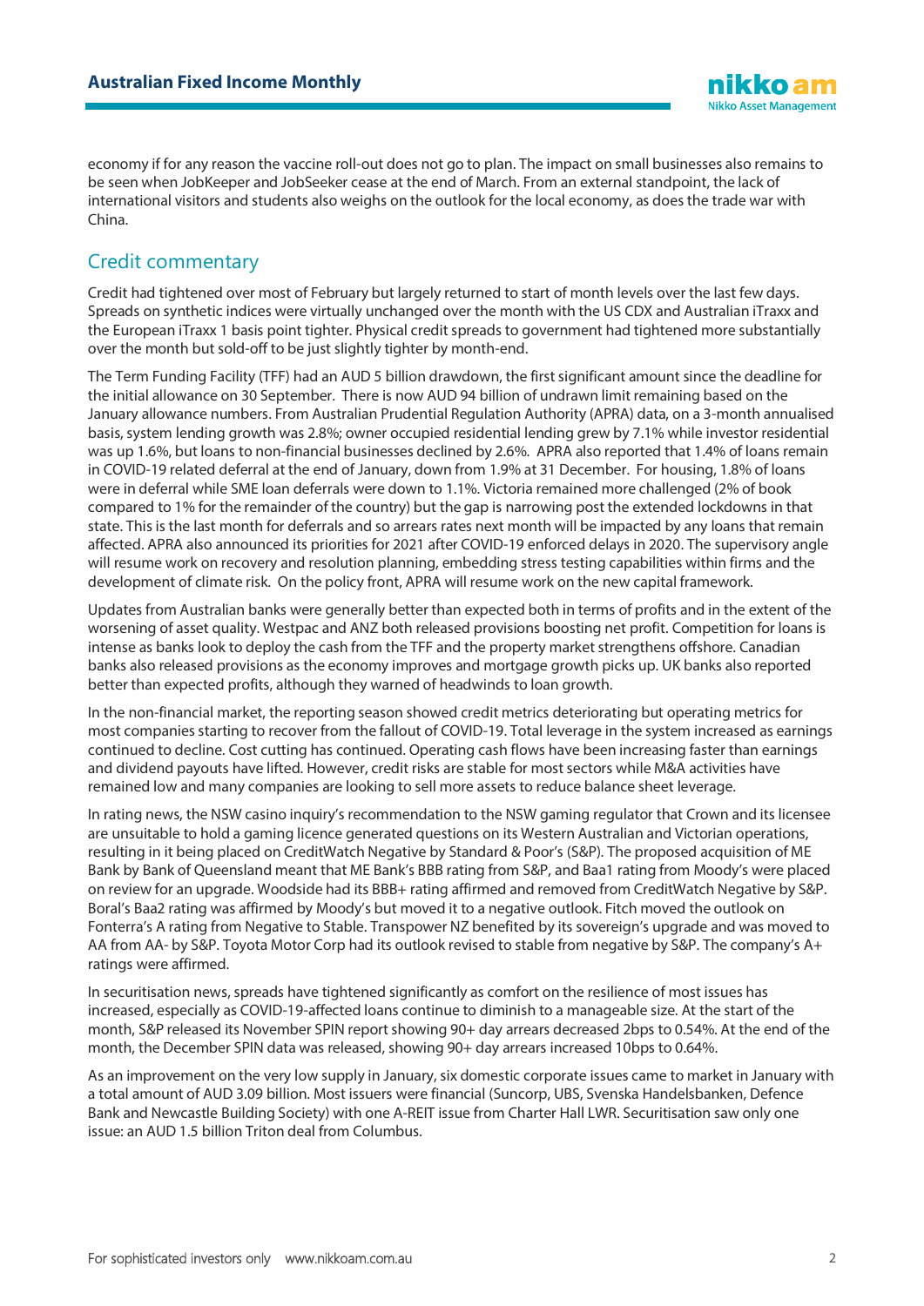economy if for any reason the vaccine roll-out does not go to plan. The impact on small businesses also remains to be seen when JobKeeper and JobSeeker cease at the end of March. From an external standpoint, the lack of international visitors and students also weighs on the outlook for the local economy, as does the trade war with China.

## Credit commentary

Credit had tightened over most of February but largely returned to start of month levels over the last few days. Spreads on synthetic indices were virtually unchanged over the month with the US CDX and Australian iTraxx and the European iTraxx 1 basis point tighter. Physical credit spreads to government had tightened more substantially over the month but sold-off to be just slightly tighter by month-end.

The Term Funding Facility (TFF) had an AUD 5 billion drawdown, the first significant amount since the deadline for the initial allowance on 30 September. There is now AUD 94 billion of undrawn limit remaining based on the January allowance numbers. From Australian Prudential Regulation Authority (APRA) data, on a 3-month annualised basis, system lending growth was 2.8%; owner occupied residential lending grew by 7.1% while investor residential was up 1.6%, but loans to non-financial businesses declined by 2.6%. APRA also reported that 1.4% of loans remain in COVID-19 related deferral at the end of January, down from 1.9% at 31 December. For housing, 1.8% of loans were in deferral while SME loan deferrals were down to 1.1%. Victoria remained more challenged (2% of book compared to 1% for the remainder of the country) but the gap is narrowing post the extended lockdowns in that state. This is the last month for deferrals and so arrears rates next month will be impacted by any loans that remain affected. APRA also announced its priorities for 2021 after COVID-19 enforced delays in 2020. The supervisory angle will resume work on recovery and resolution planning, embedding stress testing capabilities within firms and the development of climate risk. On the policy front, APRA will resume work on the new capital framework.

Updates from Australian banks were generally better than expected both in terms of profits and in the extent of the worsening of asset quality. Westpac and ANZ both released provisions boosting net profit. Competition for loans is intense as banks look to deploy the cash from the TFF and the property market strengthens offshore. Canadian banks also released provisions as the economy improves and mortgage growth picks up. UK banks also reported better than expected profits, although they warned of headwinds to loan growth.

In the non-financial market, the reporting season showed credit metrics deteriorating but operating metrics for most companies starting to recover from the fallout of COVID-19. Total leverage in the system increased as earnings continued to decline. Cost cutting has continued. Operating cash flows have been increasing faster than earnings and dividend payouts have lifted. However, credit risks are stable for most sectors while M&A activities have remained low and many companies are looking to sell more assets to reduce balance sheet leverage.

In rating news, the NSW casino inquiry's recommendation to the NSW gaming regulator that Crown and its licensee are unsuitable to hold a gaming licence generated questions on its Western Australian and Victorian operations, resulting in it being placed on CreditWatch Negative by Standard & Poor's (S&P). The proposed acquisition of ME Bank by Bank of Queensland meant that ME Bank's BBB rating from S&P, and Baa1 rating from Moody's were placed on review for an upgrade. Woodside had its BBB+ rating affirmed and removed from CreditWatch Negative by S&P. Boral's Baa2 rating was affirmed by Moody's but moved it to a negative outlook. Fitch moved the outlook on Fonterra's A rating from Negative to Stable. Transpower NZ benefited by its sovereign's upgrade and was moved to AA from AA- by S&P. Toyota Motor Corp had its outlook revised to stable from negative by S&P. The company's A+ ratings were affirmed.

In securitisation news, spreads have tightened significantly as comfort on the resilience of most issues has increased, especially as COVID-19-affected loans continue to diminish to a manageable size. At the start of the month, S&P released its November SPIN report showing 90+ day arrears decreased 2bps to 0.54%. At the end of the month, the December SPIN data was released, showing 90+ day arrears increased 10bps to 0.64%.

As an improvement on the very low supply in January, six domestic corporate issues came to market in January with a total amount of AUD 3.09 billion. Most issuers were financial (Suncorp, UBS, Svenska Handelsbanken, Defence Bank and Newcastle Building Society) with one A-REIT issue from Charter Hall LWR. Securitisation saw only one issue: an AUD 1.5 billion Triton deal from Columbus.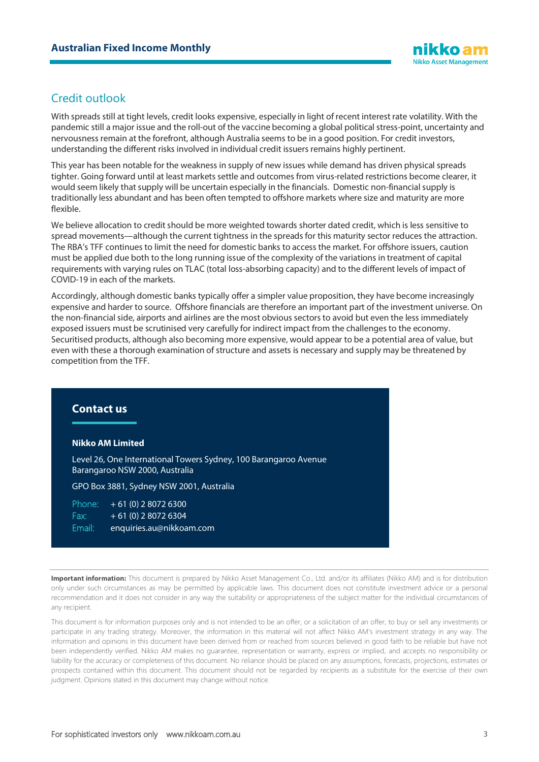## Credit outlook

With spreads still at tight levels, credit looks expensive, especially in light of recent interest rate volatility. With the pandemic still a major issue and the roll-out of the vaccine becoming a global political stress-point, uncertainty and nervousness remain at the forefront, although Australia seems to be in a good position. For credit investors, understanding the different risks involved in individual credit issuers remains highly pertinent.

This year has been notable for the weakness in supply of new issues while demand has driven physical spreads tighter. Going forward until at least markets settle and outcomes from virus-related restrictions become clearer, it would seem likely that supply will be uncertain especially in the financials. Domestic non-financial supply is traditionally less abundant and has been often tempted to offshore markets where size and maturity are more flexible.

We believe allocation to credit should be more weighted towards shorter dated credit, which is less sensitive to spread movements—although the current tightness in the spreads for this maturity sector reduces the attraction. The RBA's TFF continues to limit the need for domestic banks to access the market. For offshore issuers, caution must be applied due both to the long running issue of the complexity of the variations in treatment of capital requirements with varying rules on TLAC (total loss-absorbing capacity) and to the different levels of impact of COVID-19 in each of the markets.

Accordingly, although domestic banks typically offer a simpler value proposition, they have become increasingly expensive and harder to source. Offshore financials are therefore an important part of the investment universe. On the non-financial side, airports and airlines are the most obvious sectors to avoid but even the less immediately exposed issuers must be scrutinised very carefully for indirect impact from the challenges to the economy. Securitised products, although also becoming more expensive, would appear to be a potential area of value, but even with these a thorough examination of structure and assets is necessary and supply may be threatened by competition from the TFF.

### Contact us

**Nikko AM Limited**

Level 26, One International Towers Sydney, 100 Barangaroo Avenue
Barangaroo NSW 2000, Australia

GPO Box 3881, Sydney NSW 2001, Australia

Phone: + 61 (0) 2 8072 6300
Fax: + 61 (0) 2 8072 6304
Email: enquiries.au@nikkoam.com

**Important information:** This document is prepared by Nikko Asset Management Co., Ltd. and/or its affiliates (Nikko AM) and is for distribution only under such circumstances as may be permitted by applicable laws. This document does not constitute investment advice or a personal recommendation and it does not consider in any way the suitability or appropriateness of the subject matter for the individual circumstances of any recipient.

This document is for information purposes only and is not intended to be an offer, or a solicitation of an offer, to buy or sell any investments or participate in any trading strategy. Moreover, the information in this material will not affect Nikko AM's investment strategy in any way. The information and opinions in this document have been derived from or reached from sources believed in good faith to be reliable but have not been independently verified. Nikko AM makes no guarantee, representation or warranty, express or implied, and accepts no responsibility or liability for the accuracy or completeness of this document. No reliance should be placed on any assumptions, forecasts, projections, estimates or prospects contained within this document. This document should not be regarded by recipients as a substitute for the exercise of their own judgment. Opinions stated in this document may change without notice.

For sophisticated investors only www.nikkoam.com.au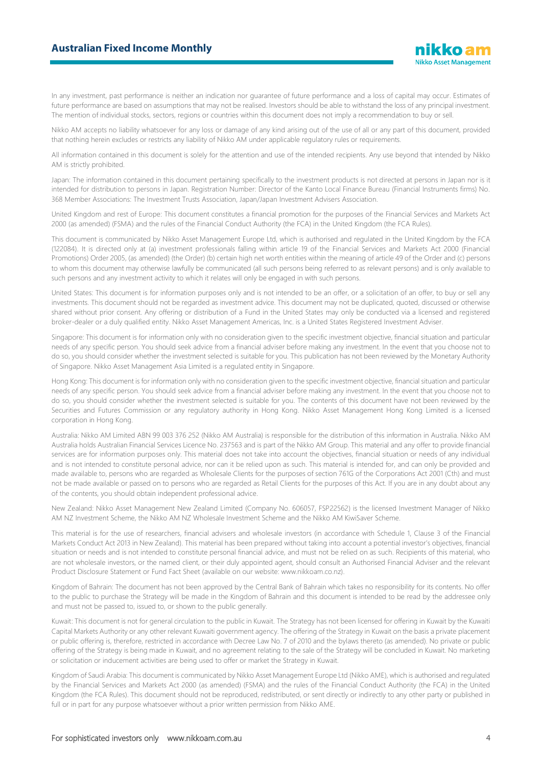In any investment, past performance is neither an indication nor guarantee of future performance and a loss of capital may occur. Estimates of future performance are based on assumptions that may not be realised. Investors should be able to withstand the loss of any principal investment. The mention of individual stocks, sectors, regions or countries within this document does not imply a recommendation to buy or sell.

Nikko AM accepts no liability whatsoever for any loss or damage of any kind arising out of the use of all or any part of this document, provided that nothing herein excludes or restricts any liability of Nikko AM under applicable regulatory rules or requirements.

All information contained in this document is solely for the attention and use of the intended recipients. Any use beyond that intended by Nikko AM is strictly prohibited.

Japan: The information contained in this document pertaining specifically to the investment products is not directed at persons in Japan nor is it intended for distribution to persons in Japan. Registration Number: Director of the Kanto Local Finance Bureau (Financial Instruments firms) No. 368 Member Associations: The Investment Trusts Association, Japan/Japan Investment Advisers Association.

United Kingdom and rest of Europe: This document constitutes a financial promotion for the purposes of the Financial Services and Markets Act 2000 (as amended) (FSMA) and the rules of the Financial Conduct Authority (the FCA) in the United Kingdom (the FCA Rules).

This document is communicated by Nikko Asset Management Europe Ltd, which is authorised and regulated in the United Kingdom by the FCA (122084). It is directed only at (a) investment professionals falling within article 19 of the Financial Services and Markets Act 2000 (Financial Promotions) Order 2005, (as amended) (the Order) (b) certain high net worth entities within the meaning of article 49 of the Order and (c) persons to whom this document may otherwise lawfully be communicated (all such persons being referred to as relevant persons) and is only available to such persons and any investment activity to which it relates will only be engaged in with such persons.

United States: This document is for information purposes only and is not intended to be an offer, or a solicitation of an offer, to buy or sell any investments. This document should not be regarded as investment advice. This document may not be duplicated, quoted, discussed or otherwise shared without prior consent. Any offering or distribution of a Fund in the United States may only be conducted via a licensed and registered broker-dealer or a duly qualified entity. Nikko Asset Management Americas, Inc. is a United States Registered Investment Adviser.

Singapore: This document is for information only with no consideration given to the specific investment objective, financial situation and particular needs of any specific person. You should seek advice from a financial adviser before making any investment. In the event that you choose not to do so, you should consider whether the investment selected is suitable for you. This publication has not been reviewed by the Monetary Authority of Singapore. Nikko Asset Management Asia Limited is a regulated entity in Singapore.

Hong Kong: This document is for information only with no consideration given to the specific investment objective, financial situation and particular needs of any specific person. You should seek advice from a financial adviser before making any investment. In the event that you choose not to do so, you should consider whether the investment selected is suitable for you. The contents of this document have not been reviewed by the Securities and Futures Commission or any regulatory authority in Hong Kong. Nikko Asset Management Hong Kong Limited is a licensed corporation in Hong Kong.

Australia: Nikko AM Limited ABN 99 003 376 252 (Nikko AM Australia) is responsible for the distribution of this information in Australia. Nikko AM Australia holds Australian Financial Services Licence No. 237563 and is part of the Nikko AM Group. This material and any offer to provide financial services are for information purposes only. This material does not take into account the objectives, financial situation or needs of any individual and is not intended to constitute personal advice, nor can it be relied upon as such. This material is intended for, and can only be provided and made available to, persons who are regarded as Wholesale Clients for the purposes of section 761G of the Corporations Act 2001 (Cth) and must not be made available or passed on to persons who are regarded as Retail Clients for the purposes of this Act. If you are in any doubt about any of the contents, you should obtain independent professional advice.

New Zealand: Nikko Asset Management New Zealand Limited (Company No. 606057, FSP22562) is the licensed Investment Manager of Nikko AM NZ Investment Scheme, the Nikko AM NZ Wholesale Investment Scheme and the Nikko AM KiwiSaver Scheme.

This material is for the use of researchers, financial advisers and wholesale investors (in accordance with Schedule 1, Clause 3 of the Financial Markets Conduct Act 2013 in New Zealand). This material has been prepared without taking into account a potential investor's objectives, financial situation or needs and is not intended to constitute personal financial advice, and must not be relied on as such. Recipients of this material, who are not wholesale investors, or the named client, or their duly appointed agent, should consult an Authorised Financial Adviser and the relevant Product Disclosure Statement or Fund Fact Sheet (available on our website: www.nikkoam.co.nz).

Kingdom of Bahrain: The document has not been approved by the Central Bank of Bahrain which takes no responsibility for its contents. No offer to the public to purchase the Strategy will be made in the Kingdom of Bahrain and this document is intended to be read by the addressee only and must not be passed to, issued to, or shown to the public generally.

Kuwait: This document is not for general circulation to the public in Kuwait. The Strategy has not been licensed for offering in Kuwait by the Kuwaiti Capital Markets Authority or any other relevant Kuwaiti government agency. The offering of the Strategy in Kuwait on the basis a private placement or public offering is, therefore, restricted in accordance with Decree Law No. 7 of 2010 and the bylaws thereto (as amended). No private or public offering of the Strategy is being made in Kuwait, and no agreement relating to the sale of the Strategy will be concluded in Kuwait. No marketing or solicitation or inducement activities are being used to offer or market the Strategy in Kuwait.

Kingdom of Saudi Arabia: This document is communicated by Nikko Asset Management Europe Ltd (Nikko AME), which is authorised and regulated by the Financial Services and Markets Act 2000 (as amended) (FSMA) and the rules of the Financial Conduct Authority (the FCA) in the United Kingdom (the FCA Rules). This document should not be reproduced, redistributed, or sent directly or indirectly to any other party or published in full or in part for any purpose whatsoever without a prior written permission from Nikko AME.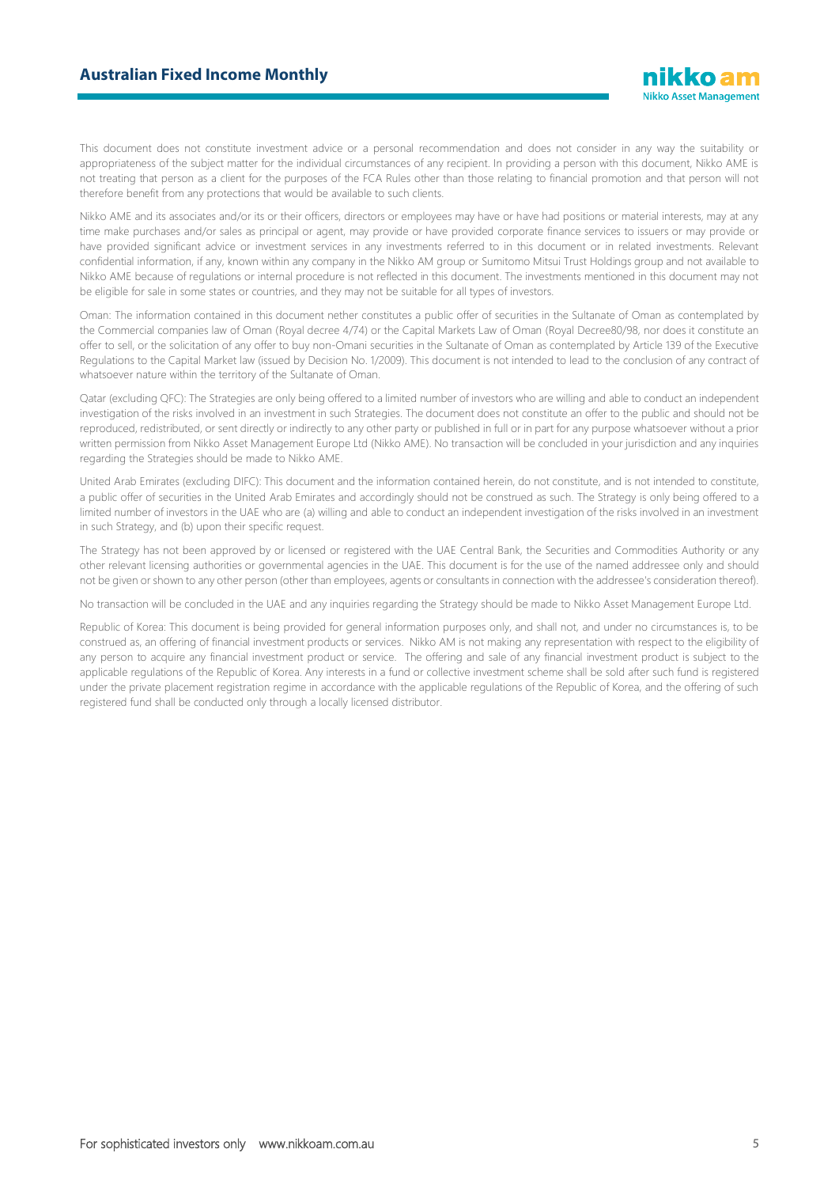This document does not constitute investment advice or a personal recommendation and does not consider in any way the suitability or appropriateness of the subject matter for the individual circumstances of any recipient. In providing a person with this document, Nikko AME is not treating that person as a client for the purposes of the FCA Rules other than those relating to financial promotion and that person will not therefore benefit from any protections that would be available to such clients.

Nikko AME and its associates and/or its or their officers, directors or employees may have or have had positions or material interests, may at any time make purchases and/or sales as principal or agent, may provide or have provided corporate finance services to issuers or may provide or have provided significant advice or investment services in any investments referred to in this document or in related investments. Relevant confidential information, if any, known within any company in the Nikko AM group or Sumitomo Mitsui Trust Holdings group and not available to Nikko AME because of regulations or internal procedure is not reflected in this document. The investments mentioned in this document may not be eligible for sale in some states or countries, and they may not be suitable for all types of investors.

Oman: The information contained in this document nether constitutes a public offer of securities in the Sultanate of Oman as contemplated by the Commercial companies law of Oman (Royal decree 4/74) or the Capital Markets Law of Oman (Royal Decree80/98, nor does it constitute an offer to sell, or the solicitation of any offer to buy non-Omani securities in the Sultanate of Oman as contemplated by Article 139 of the Executive Regulations to the Capital Market law (issued by Decision No. 1/2009). This document is not intended to lead to the conclusion of any contract of whatsoever nature within the territory of the Sultanate of Oman.

Qatar (excluding QFC): The Strategies are only being offered to a limited number of investors who are willing and able to conduct an independent investigation of the risks involved in an investment in such Strategies. The document does not constitute an offer to the public and should not be reproduced, redistributed, or sent directly or indirectly to any other party or published in full or in part for any purpose whatsoever without a prior written permission from Nikko Asset Management Europe Ltd (Nikko AME). No transaction will be concluded in your jurisdiction and any inquiries regarding the Strategies should be made to Nikko AME.

United Arab Emirates (excluding DIFC): This document and the information contained herein, do not constitute, and is not intended to constitute, a public offer of securities in the United Arab Emirates and accordingly should not be construed as such. The Strategy is only being offered to a limited number of investors in the UAE who are (a) willing and able to conduct an independent investigation of the risks involved in an investment in such Strategy, and (b) upon their specific request.

The Strategy has not been approved by or licensed or registered with the UAE Central Bank, the Securities and Commodities Authority or any other relevant licensing authorities or governmental agencies in the UAE. This document is for the use of the named addressee only and should not be given or shown to any other person (other than employees, agents or consultants in connection with the addressee's consideration thereof).

No transaction will be concluded in the UAE and any inquiries regarding the Strategy should be made to Nikko Asset Management Europe Ltd.

Republic of Korea: This document is being provided for general information purposes only, and shall not, and under no circumstances is, to be construed as, an offering of financial investment products or services. Nikko AM is not making any representation with respect to the eligibility of any person to acquire any financial investment product or service. The offering and sale of any financial investment product is subject to the applicable regulations of the Republic of Korea. Any interests in a fund or collective investment scheme shall be sold after such fund is registered under the private placement registration regime in accordance with the applicable regulations of the Republic of Korea, and the offering of such registered fund shall be conducted only through a locally licensed distributor.